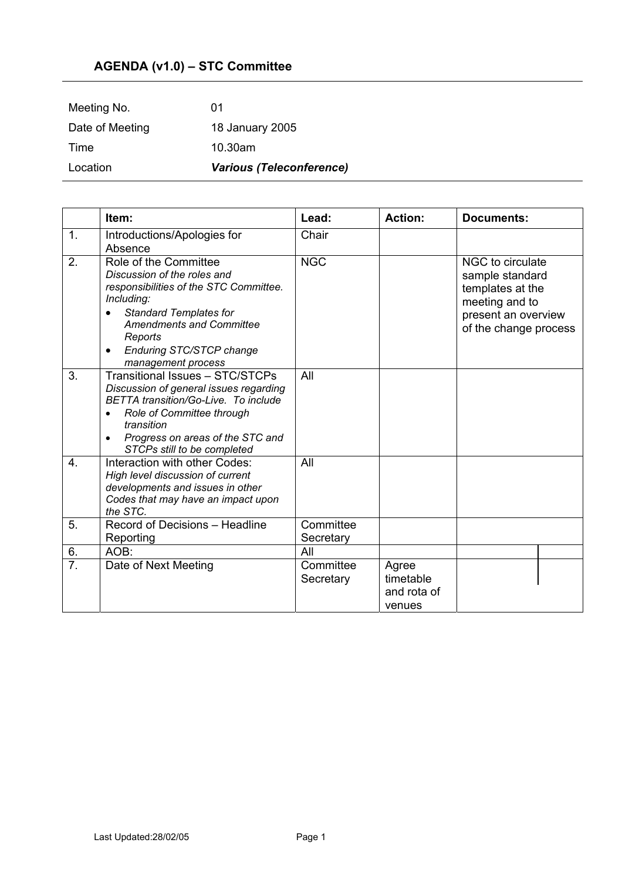## AGENDA (v1.0) – STC Committee

| | |
|---|---|
| Meeting No. | 01 |
| Date of Meeting | 18 January 2005 |
| Time | 10.30am |
| Location | ***Various (Teleconference)*** |

| | Item: | Lead: | Action: | Documents: |
|---|---|---|---|---|
| 1. | Introductions/Apologies for Absence | Chair | | |
| 2. | Role of the Committee<br>*Discussion of the roles and responsibilities of the STC Committee. Including:*<br>• *Standard Templates for Amendments and Committee Reports*<br>• *Enduring STC/STCP change management process* | NGC | | NGC to circulate sample standard templates at the meeting and to present an overview of the change process |
| 3. | Transitional Issues – STC/STCPs<br>*Discussion of general issues regarding BETTA transition/Go-Live. To include*<br>• *Role of Committee through transition*<br>• *Progress on areas of the STC and STCPs still to be completed* | All | | |
| 4. | Interaction with other Codes:<br>*High level discussion of current developments and issues in other Codes that may have an impact upon the STC.* | All | | |
| 5. | Record of Decisions – Headline Reporting | Committee Secretary | | |
| 6. | AOB: | All | | |
| 7. | Date of Next Meeting | Committee Secretary | Agree timetable and rota of venues | |

Last Updated:28/02/05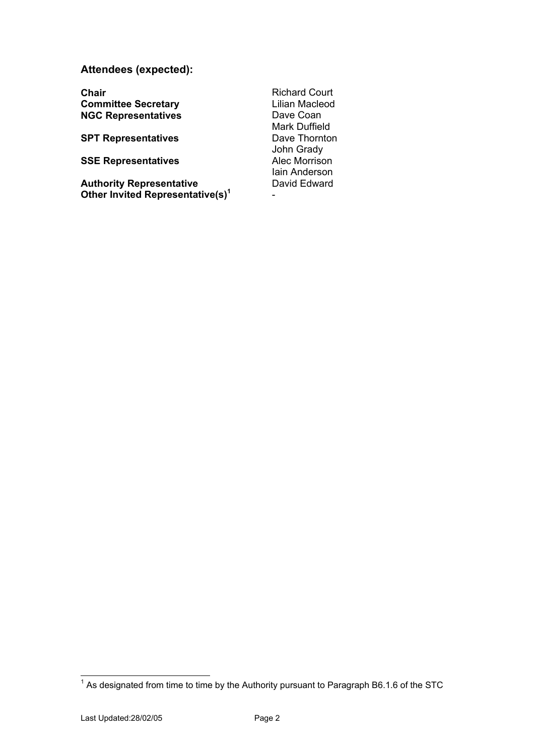### Attendees (expected):

| | |
|---|---|
| **Chair** | Richard Court |
| **Committee Secretary** | Lilian Macleod |
| **NGC Representatives** | Dave Coan<br>Mark Duffield |
| **SPT Representatives** | Dave Thornton<br>John Grady |
| **SSE Representatives** | Alec Morrison<br>Iain Anderson |
| **Authority Representative** | David Edward |
| **Other Invited Representative(s)**[1] | - |

[1] As designated from time to time by the Authority pursuant to Paragraph B6.1.6 of the STC

Last Updated:28/02/05